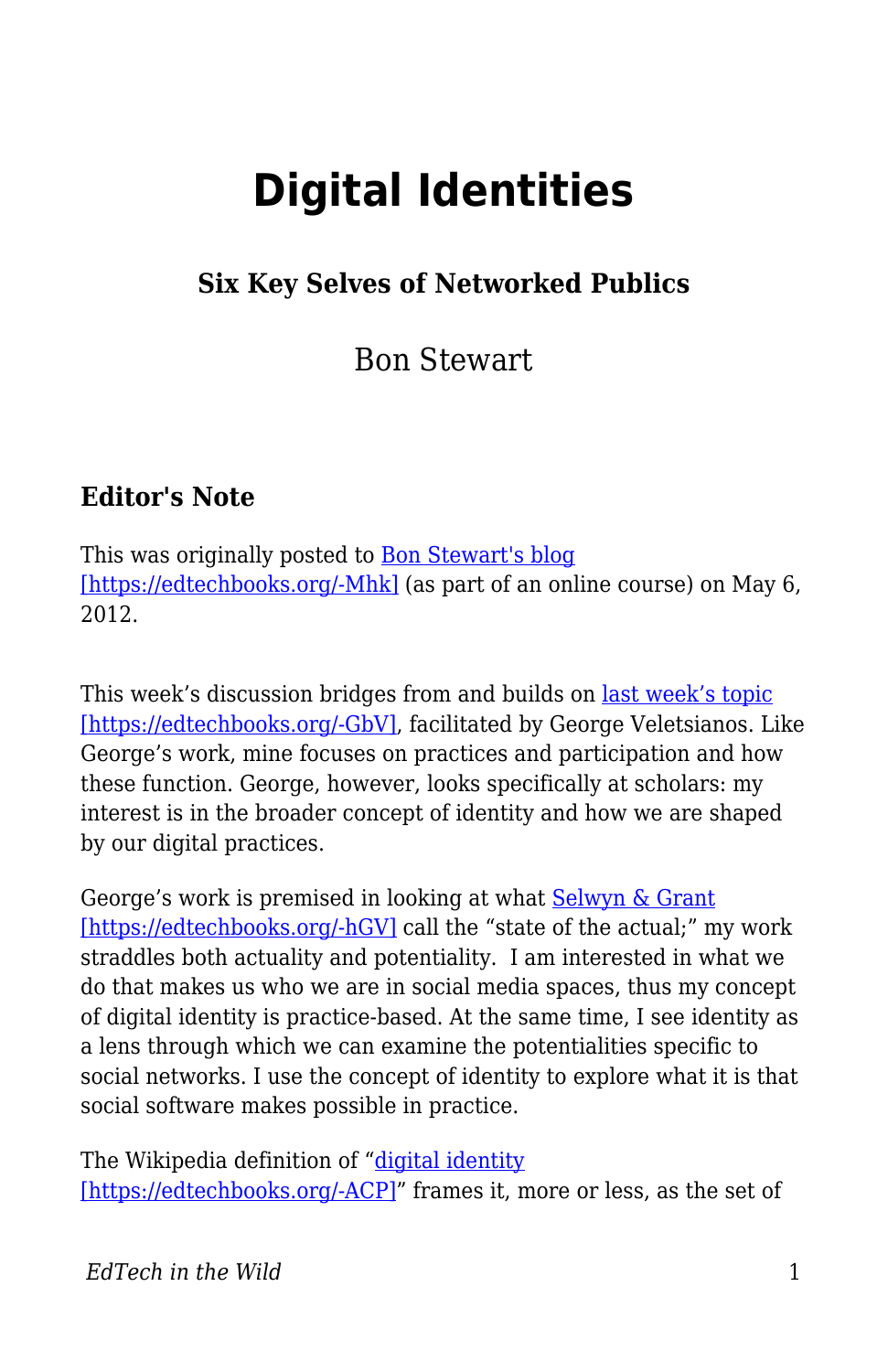# Digital Identities

### Six Key Selves of Networked Publics

Bon Stewart

### Editor's Note

This was originally posted to Bon Stewart's blog [https://edtechbooks.org/-Mhk] (as part of an online course) on May 6, 2012.

This week's discussion bridges from and builds on last week's topic [https://edtechbooks.org/-GbV], facilitated by George Veletsianos. Like George's work, mine focuses on practices and participation and how these function. George, however, looks specifically at scholars: my interest is in the broader concept of identity and how we are shaped by our digital practices.

George's work is premised in looking at what Selwyn & Grant [https://edtechbooks.org/-hGV] call the "state of the actual;" my work straddles both actuality and potentiality. I am interested in what we do that makes us who we are in social media spaces, thus my concept of digital identity is practice-based. At the same time, I see identity as a lens through which we can examine the potentialities specific to social networks. I use the concept of identity to explore what it is that social software makes possible in practice.

The Wikipedia definition of "digital identity [https://edtechbooks.org/-ACP]" frames it, more or less, as the set of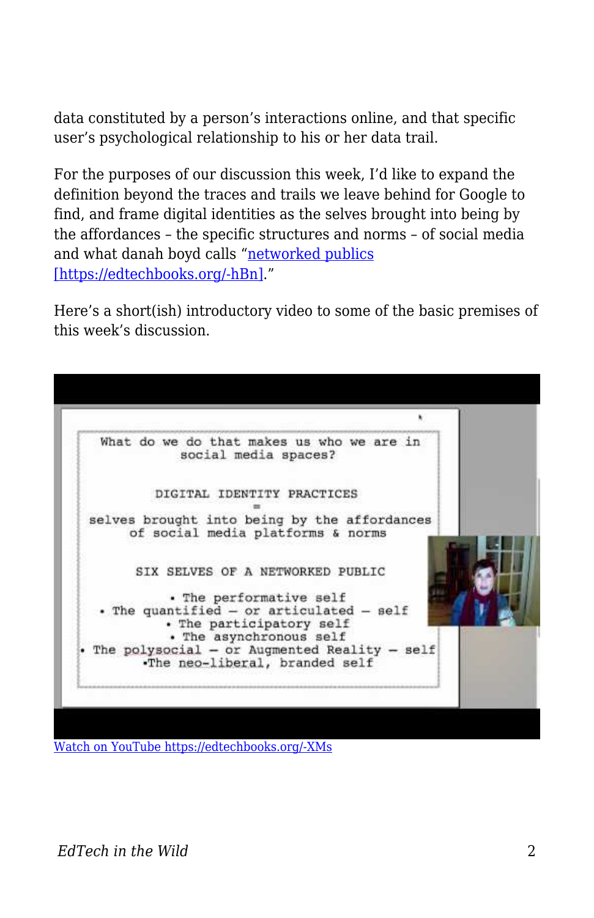data constituted by a person's interactions online, and that specific user's psychological relationship to his or her data trail.

For the purposes of our discussion this week, I'd like to expand the definition beyond the traces and trails we leave behind for Google to find, and frame digital identities as the selves brought into being by the affordances – the specific structures and norms – of social media and what danah boyd calls "networked publics [https://edtechbooks.org/-hBn]."

Here's a short(ish) introductory video to some of the basic premises of this week's discussion.

Watch on YouTube https://edtechbooks.org/-XMs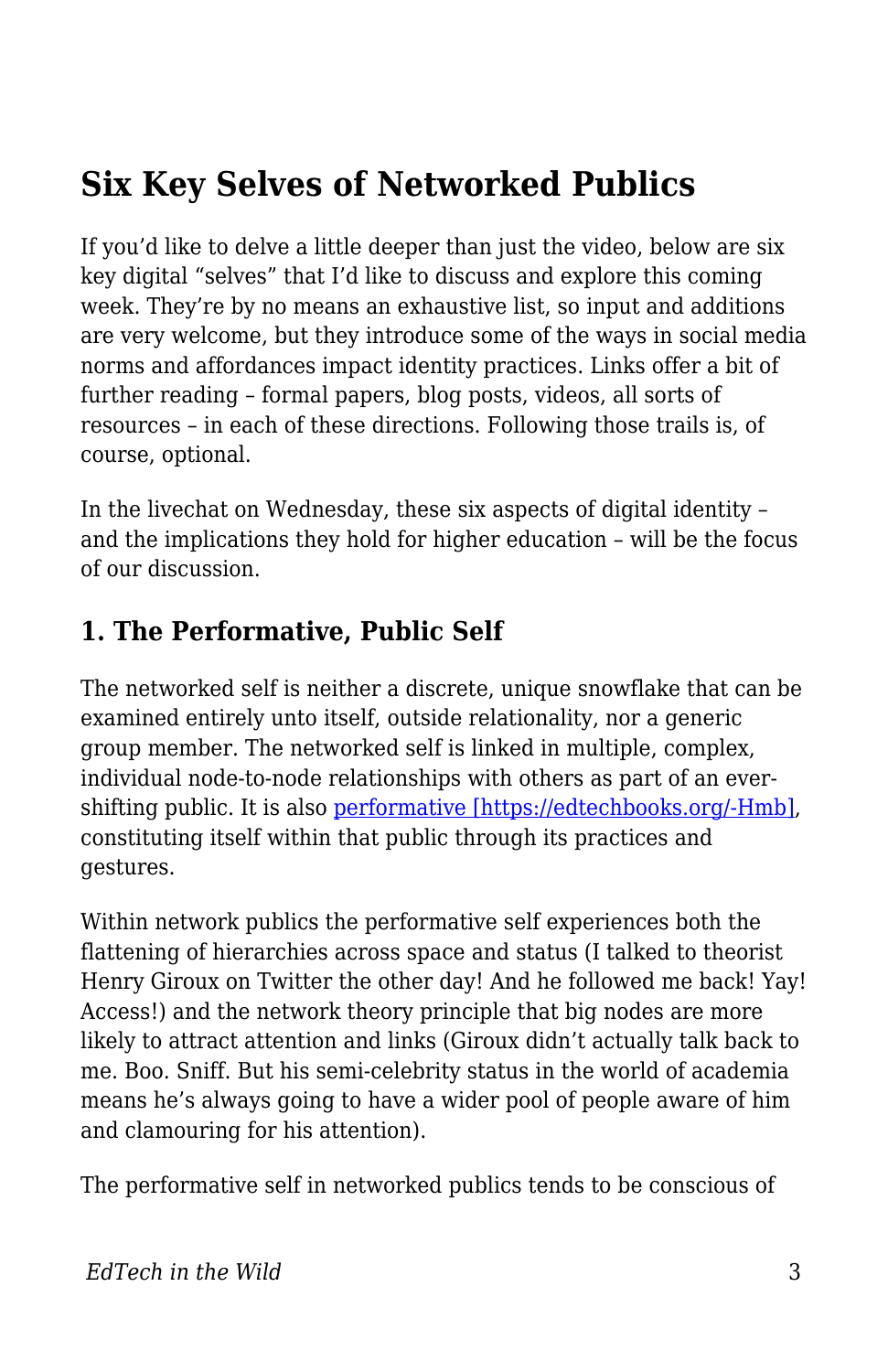# Six Key Selves of Networked Publics

If you'd like to delve a little deeper than just the video, below are six key digital "selves" that I'd like to discuss and explore this coming week. They're by no means an exhaustive list, so input and additions are very welcome, but they introduce some of the ways in social media norms and affordances impact identity practices. Links offer a bit of further reading – formal papers, blog posts, videos, all sorts of resources – in each of these directions. Following those trails is, of course, optional.

In the livechat on Wednesday, these six aspects of digital identity – and the implications they hold for higher education – will be the focus of our discussion.

## 1. The Performative, Public Self

The networked self is neither a discrete, unique snowflake that can be examined entirely unto itself, outside relationality, nor a generic group member. The networked self is linked in multiple, complex, individual node-to-node relationships with others as part of an ever-shifting public. It is also [performative [https://edtechbooks.org/-Hmb]](https://edtechbooks.org/-Hmb), constituting itself within that public through its practices and gestures.

Within network publics the performative self experiences both the flattening of hierarchies across space and status (I talked to theorist Henry Giroux on Twitter the other day! And he followed me back! Yay! Access!) and the network theory principle that big nodes are more likely to attract attention and links (Giroux didn't actually talk back to me. Boo. Sniff. But his semi-celebrity status in the world of academia means he's always going to have a wider pool of people aware of him and clamouring for his attention).

The performative self in networked publics tends to be conscious of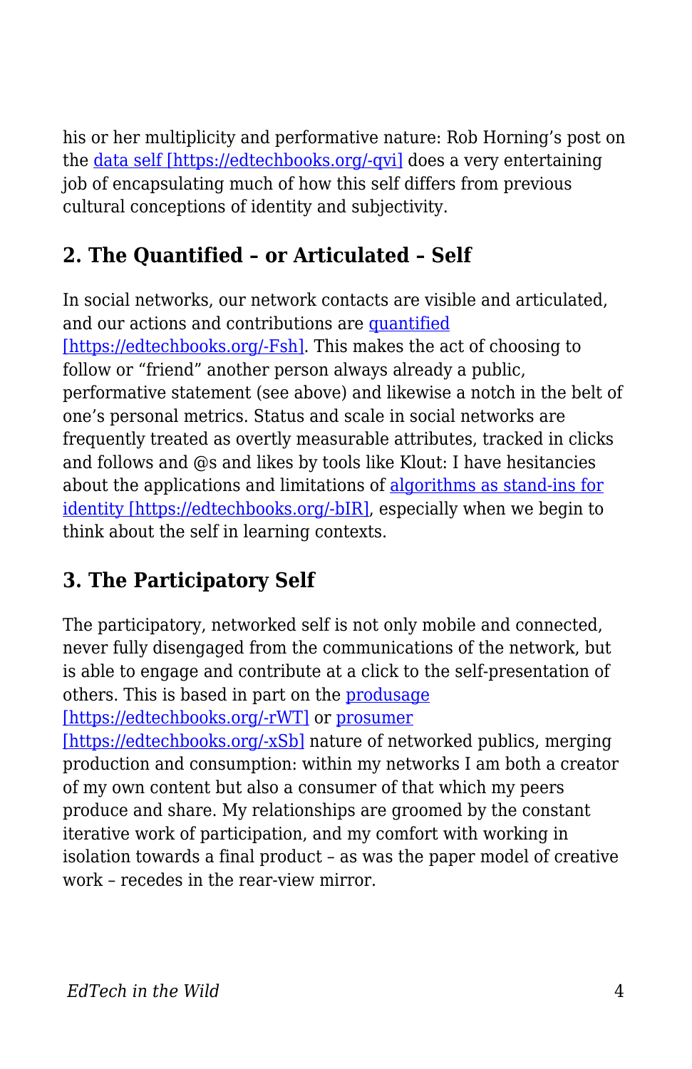his or her multiplicity and performative nature: Rob Horning's post on the [data self [https://edtechbooks.org/-qvi]](https://edtechbooks.org/-qvi) does a very entertaining job of encapsulating much of how this self differs from previous cultural conceptions of identity and subjectivity.

## 2. The Quantified – or Articulated – Self

In social networks, our network contacts are visible and articulated, and our actions and contributions are [quantified [https://edtechbooks.org/-Fsh]](https://edtechbooks.org/-Fsh). This makes the act of choosing to follow or "friend" another person always already a public, performative statement (see above) and likewise a notch in the belt of one's personal metrics. Status and scale in social networks are frequently treated as overtly measurable attributes, tracked in clicks and follows and @s and likes by tools like Klout: I have hesitancies about the applications and limitations of [algorithms as stand-ins for identity [https://edtechbooks.org/-bIR]](https://edtechbooks.org/-bIR), especially when we begin to think about the self in learning contexts.

## 3. The Participatory Self

The participatory, networked self is not only mobile and connected, never fully disengaged from the communications of the network, but is able to engage and contribute at a click to the self-presentation of others. This is based in part on the [produsage [https://edtechbooks.org/-rWT]](https://edtechbooks.org/-rWT) or [prosumer [https://edtechbooks.org/-xSb]](https://edtechbooks.org/-xSb) nature of networked publics, merging production and consumption: within my networks I am both a creator of my own content but also a consumer of that which my peers produce and share. My relationships are groomed by the constant iterative work of participation, and my comfort with working in isolation towards a final product – as was the paper model of creative work – recedes in the rear-view mirror.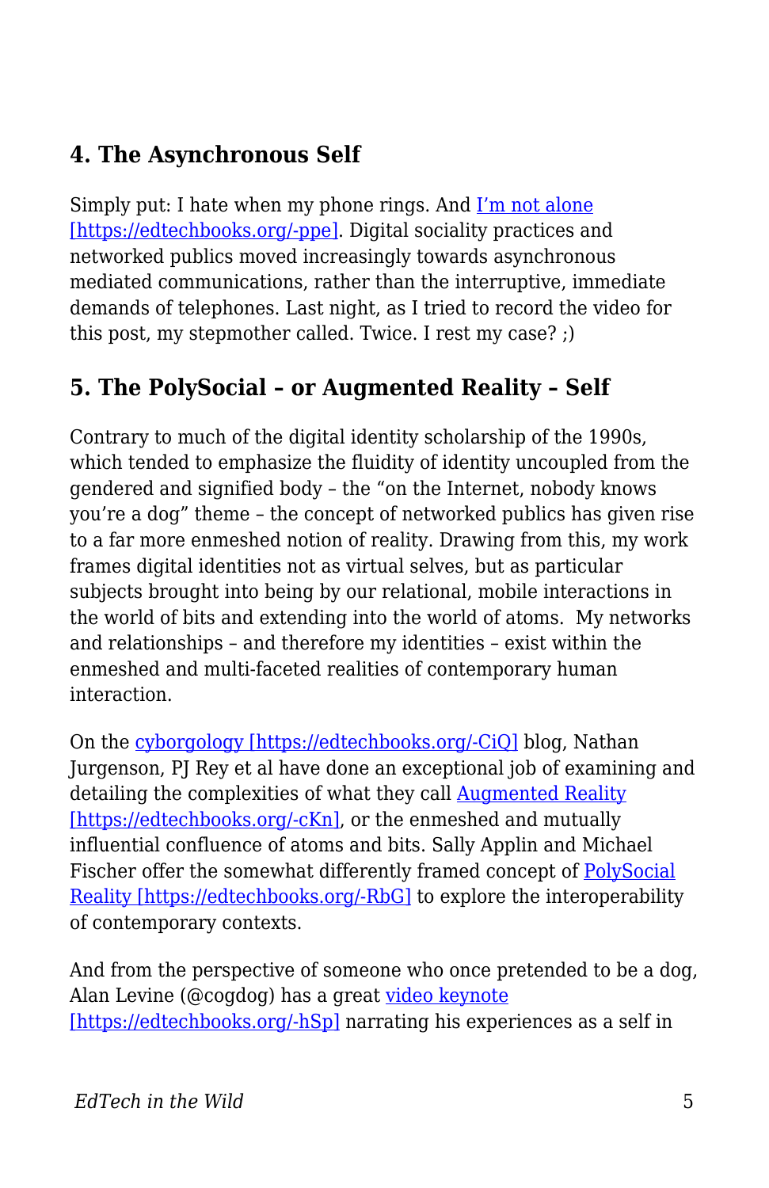## 4. The Asynchronous Self

Simply put: I hate when my phone rings. And [I'm not alone [https://edtechbooks.org/-ppe]](https://edtechbooks.org/-ppe). Digital sociality practices and networked publics moved increasingly towards asynchronous mediated communications, rather than the interruptive, immediate demands of telephones. Last night, as I tried to record the video for this post, my stepmother called. Twice. I rest my case? ;)

## 5. The PolySocial – or Augmented Reality – Self

Contrary to much of the digital identity scholarship of the 1990s, which tended to emphasize the fluidity of identity uncoupled from the gendered and signified body – the "on the Internet, nobody knows you're a dog" theme – the concept of networked publics has given rise to a far more enmeshed notion of reality. Drawing from this, my work frames digital identities not as virtual selves, but as particular subjects brought into being by our relational, mobile interactions in the world of bits and extending into the world of atoms. My networks and relationships – and therefore my identities – exist within the enmeshed and multi-faceted realities of contemporary human interaction.

On the [cyborgology [https://edtechbooks.org/-CiQ]](https://edtechbooks.org/-CiQ) blog, Nathan Jurgenson, PJ Rey et al have done an exceptional job of examining and detailing the complexities of what they call [Augmented Reality [https://edtechbooks.org/-cKn]](https://edtechbooks.org/-cKn), or the enmeshed and mutually influential confluence of atoms and bits. Sally Applin and Michael Fischer offer the somewhat differently framed concept of [PolySocial Reality [https://edtechbooks.org/-RbG]](https://edtechbooks.org/-RbG) to explore the interoperability of contemporary contexts.

And from the perspective of someone who once pretended to be a dog, Alan Levine (@cogdog) has a great [video keynote [https://edtechbooks.org/-hSp]](https://edtechbooks.org/-hSp) narrating his experiences as a self in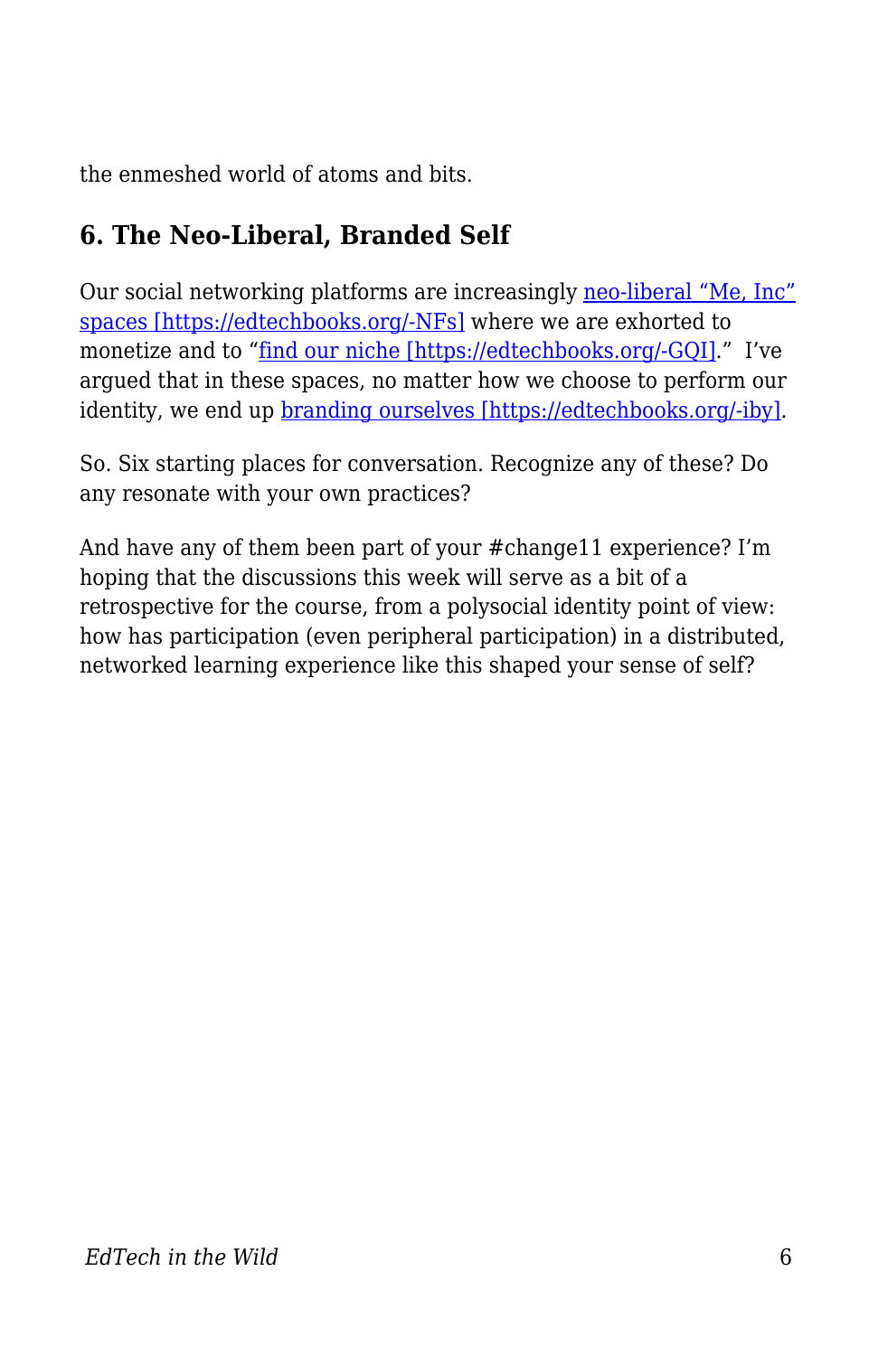the enmeshed world of atoms and bits.

## 6. The Neo-Liberal, Branded Self

Our social networking platforms are increasingly [neo-liberal “Me, Inc” spaces [https://edtechbooks.org/-NFs]](https://edtechbooks.org/-NFs) where we are exhorted to monetize and to “[find our niche [https://edtechbooks.org/-GQI]](https://edtechbooks.org/-GQI).”  I’ve argued that in these spaces, no matter how we choose to perform our identity, we end up [branding ourselves [https://edtechbooks.org/-iby]](https://edtechbooks.org/-iby).

So. Six starting places for conversation. Recognize any of these? Do any resonate with your own practices?

And have any of them been part of your #change11 experience? I’m hoping that the discussions this week will serve as a bit of a retrospective for the course, from a polysocial identity point of view: how has participation (even peripheral participation) in a distributed, networked learning experience like this shaped your sense of self?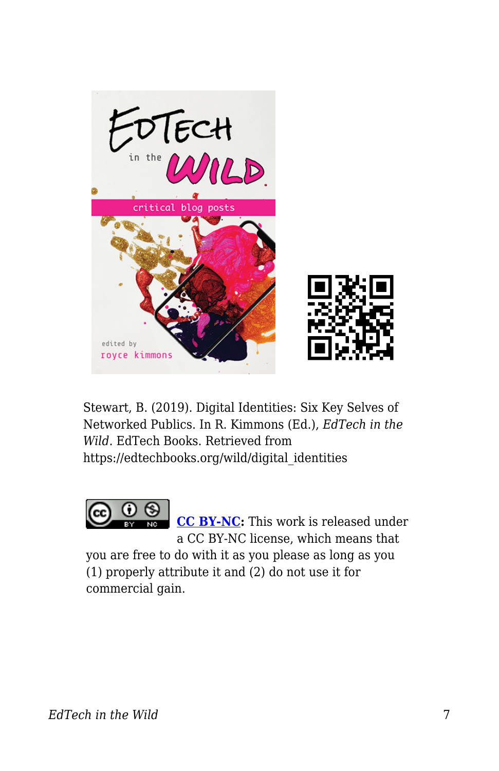Stewart, B. (2019). Digital Identities: Six Key Selves of Networked Publics. In R. Kimmons (Ed.), *EdTech in the Wild*. EdTech Books. Retrieved from https://edtechbooks.org/wild/digital_identities

**CC BY-NC:** This work is released under a CC BY-NC license, which means that you are free to do with it as you please as long as you (1) properly attribute it and (2) do not use it for commercial gain.